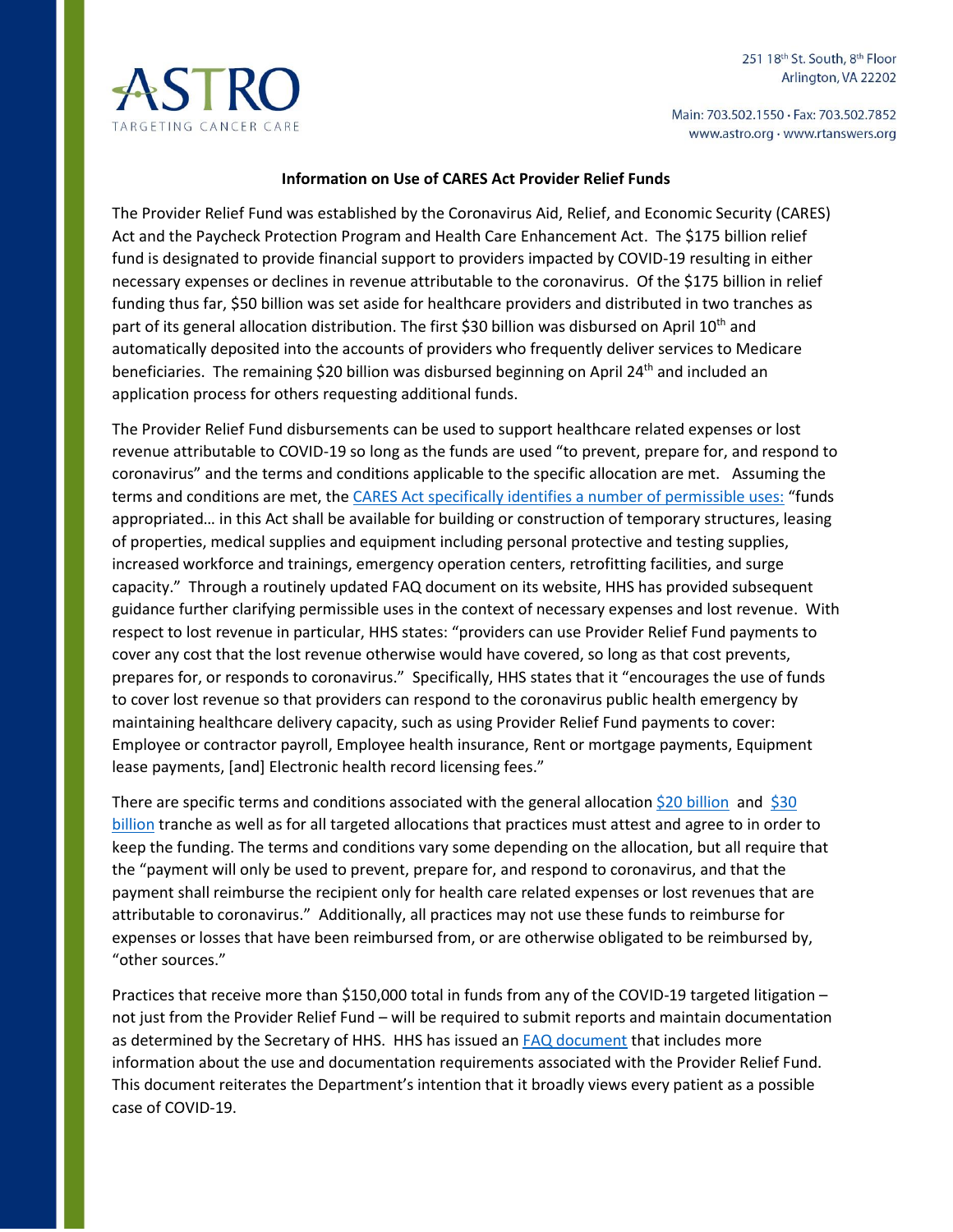ASTRO
TARGETING CANCER CARE

251 18th St. South, 8th Floor
Arlington, VA 22202

Main: 703.502.1550 · Fax: 703.502.7852
www.astro.org · www.rtanswers.org

**Information on Use of CARES Act Provider Relief Funds**

The Provider Relief Fund was established by the Coronavirus Aid, Relief, and Economic Security (CARES) Act and the Paycheck Protection Program and Health Care Enhancement Act. The $175 billion relief fund is designated to provide financial support to providers impacted by COVID-19 resulting in either necessary expenses or declines in revenue attributable to the coronavirus. Of the $175 billion in relief funding thus far, $50 billion was set aside for healthcare providers and distributed in two tranches as part of its general allocation distribution. The first $30 billion was disbursed on April 10th and automatically deposited into the accounts of providers who frequently deliver services to Medicare beneficiaries. The remaining $20 billion was disbursed beginning on April 24th and included an application process for others requesting additional funds.

The Provider Relief Fund disbursements can be used to support healthcare related expenses or lost revenue attributable to COVID-19 so long as the funds are used "to prevent, prepare for, and respond to coronavirus" and the terms and conditions applicable to the specific allocation are met. Assuming the terms and conditions are met, the CARES Act specifically identifies a number of permissible uses: "funds appropriated… in this Act shall be available for building or construction of temporary structures, leasing of properties, medical supplies and equipment including personal protective and testing supplies, increased workforce and trainings, emergency operation centers, retrofitting facilities, and surge capacity." Through a routinely updated FAQ document on its website, HHS has provided subsequent guidance further clarifying permissible uses in the context of necessary expenses and lost revenue. With respect to lost revenue in particular, HHS states: "providers can use Provider Relief Fund payments to cover any cost that the lost revenue otherwise would have covered, so long as that cost prevents, prepares for, or responds to coronavirus." Specifically, HHS states that it "encourages the use of funds to cover lost revenue so that providers can respond to the coronavirus public health emergency by maintaining healthcare delivery capacity, such as using Provider Relief Fund payments to cover: Employee or contractor payroll, Employee health insurance, Rent or mortgage payments, Equipment lease payments, [and] Electronic health record licensing fees."

There are specific terms and conditions associated with the general allocation $20 billion and $30 billion tranche as well as for all targeted allocations that practices must attest and agree to in order to keep the funding. The terms and conditions vary some depending on the allocation, but all require that the "payment will only be used to prevent, prepare for, and respond to coronavirus, and that the payment shall reimburse the recipient only for health care related expenses or lost revenues that are attributable to coronavirus." Additionally, all practices may not use these funds to reimburse for expenses or losses that have been reimbursed from, or are otherwise obligated to be reimbursed by, "other sources."

Practices that receive more than $150,000 total in funds from any of the COVID-19 targeted litigation – not just from the Provider Relief Fund – will be required to submit reports and maintain documentation as determined by the Secretary of HHS. HHS has issued an FAQ document that includes more information about the use and documentation requirements associated with the Provider Relief Fund. This document reiterates the Department's intention that it broadly views every patient as a possible case of COVID-19.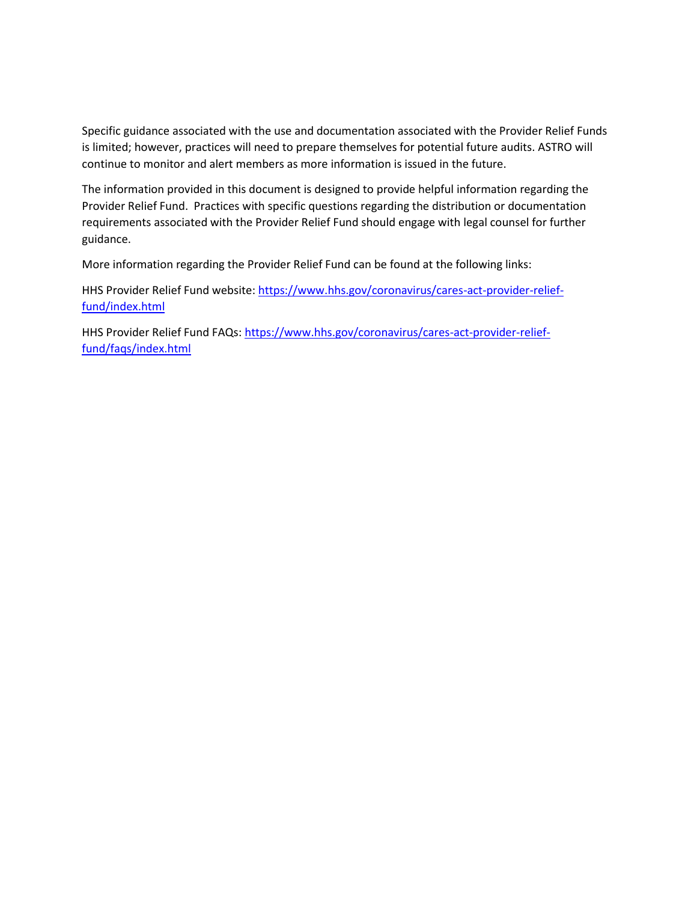Specific guidance associated with the use and documentation associated with the Provider Relief Funds is limited; however, practices will need to prepare themselves for potential future audits. ASTRO will continue to monitor and alert members as more information is issued in the future.

The information provided in this document is designed to provide helpful information regarding the Provider Relief Fund. Practices with specific questions regarding the distribution or documentation requirements associated with the Provider Relief Fund should engage with legal counsel for further guidance.

More information regarding the Provider Relief Fund can be found at the following links:

HHS Provider Relief Fund website: [https://www.hhs.gov/coronavirus/cares-act-provider-relief-fund/index.html](https://www.hhs.gov/coronavirus/cares-act-provider-relief-fund/index.html)

HHS Provider Relief Fund FAQs: [https://www.hhs.gov/coronavirus/cares-act-provider-relief-fund/faqs/index.html](https://www.hhs.gov/coronavirus/cares-act-provider-relief-fund/faqs/index.html)